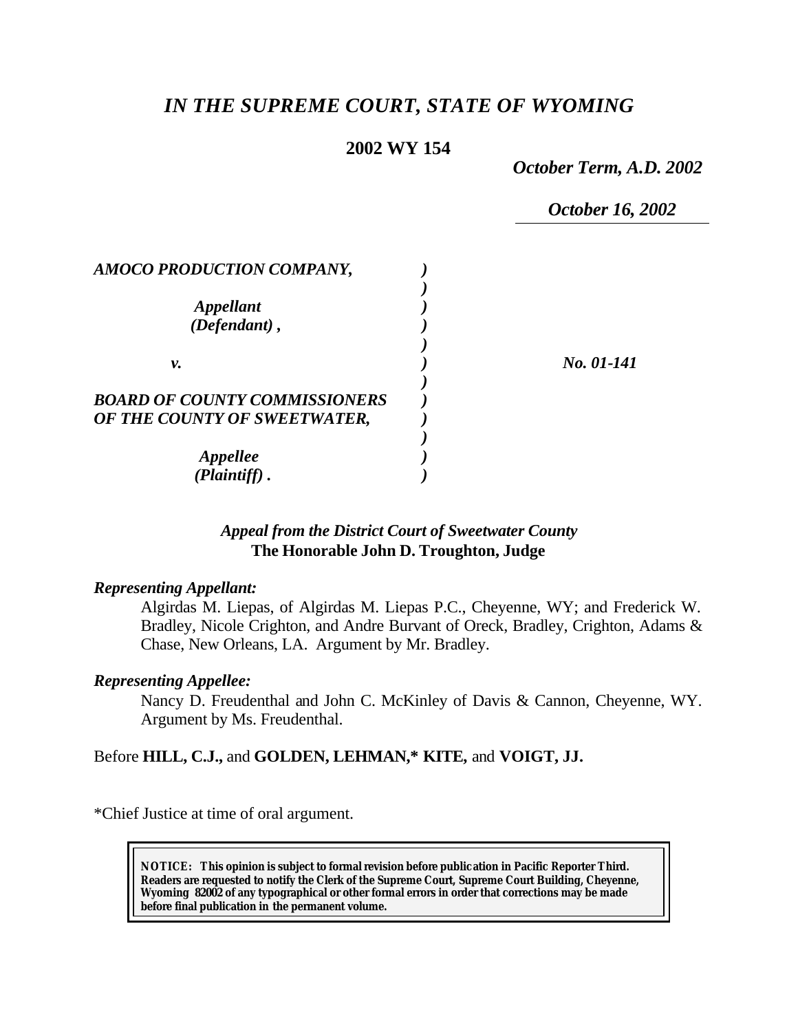# *IN THE SUPREME COURT, STATE OF WYOMING*

**2002 WY 154**

*October Term, A.D. 2002*

*October 16, 2002*

| | | |
|---|---|---|
| *AMOCO PRODUCTION COMPANY,* | *)* | |
| | *)* | |
| *Appellant* | *)* | |
| *(Defendant) ,* | *)* | |
| | *)* | |
| *v.* | *)* | *No. 01-141* |
| | *)* | |
| *BOARD OF COUNTY COMMISSIONERS* | *)* | |
| *OF THE COUNTY OF SWEETWATER,* | *)* | |
| | *)* | |
| *Appellee* | *)* | |
| *(Plaintiff) .* | *)* | |

*Appeal from the District Court of Sweetwater County*
**The Honorable John D. Troughton, Judge**

***Representing Appellant:***

Algirdas M. Liepas, of Algirdas M. Liepas P.C., Cheyenne, WY; and Frederick W. Bradley, Nicole Crighton, and Andre Burvant of Oreck, Bradley, Crighton, Adams & Chase, New Orleans, LA. Argument by Mr. Bradley.

***Representing Appellee:***

Nancy D. Freudenthal and John C. McKinley of Davis & Cannon, Cheyenne, WY. Argument by Ms. Freudenthal.

Before **HILL, C.J.,** and **GOLDEN, LEHMAN,\* KITE,** and **VOIGT, JJ.**

\*Chief Justice at time of oral argument.

**NOTICE: This opinion is subject to formal revision before publication in Pacific Reporter Third. Readers are requested to notify the Clerk of the Supreme Court, Supreme Court Building, Cheyenne, Wyoming 82002 of any typographical or other formal errors in order that corrections may be made before final publication in the permanent volume.**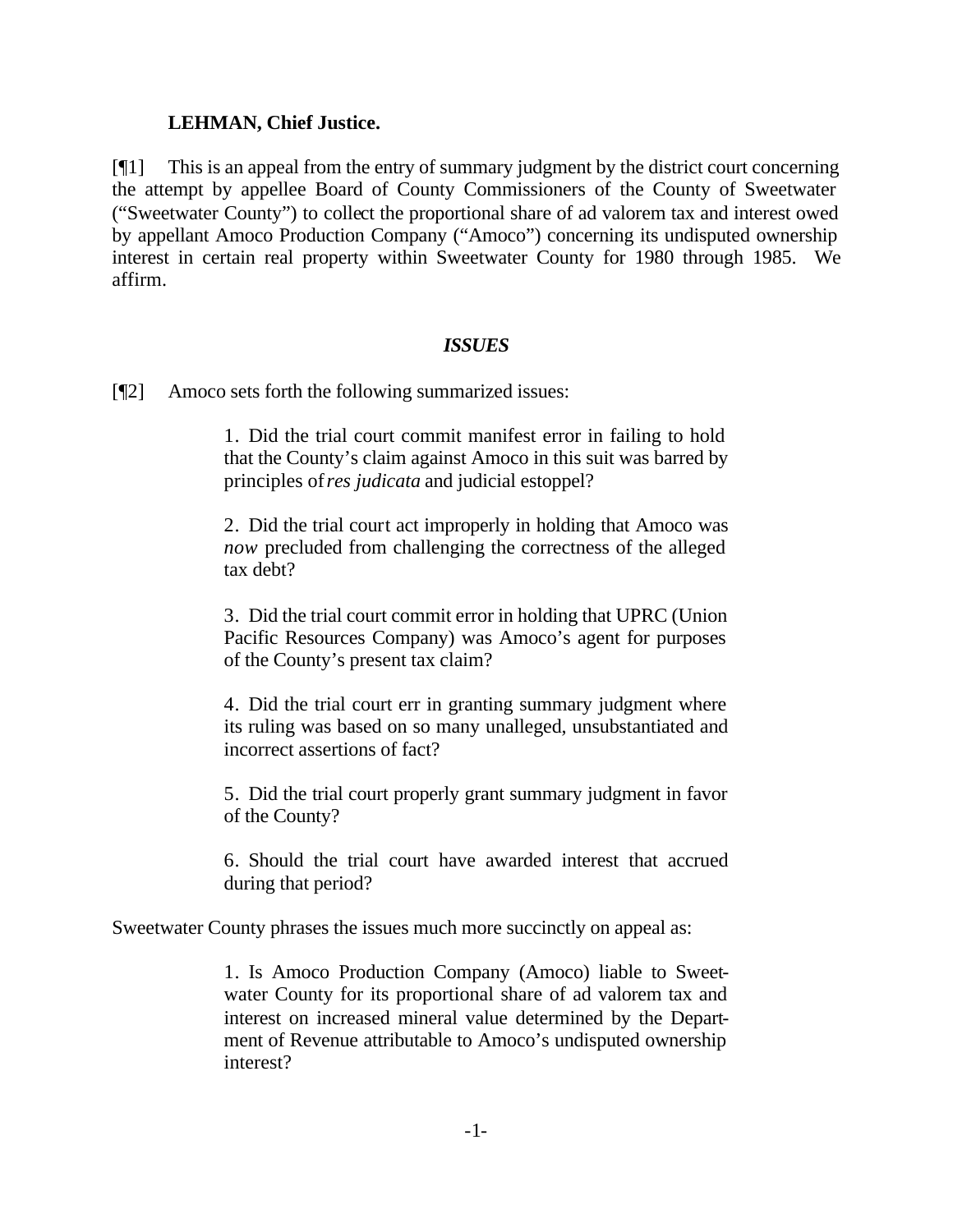**LEHMAN, Chief Justice.**

[¶1] This is an appeal from the entry of summary judgment by the district court concerning the attempt by appellee Board of County Commissioners of the County of Sweetwater ("Sweetwater County") to collect the proportional share of ad valorem tax and interest owed by appellant Amoco Production Company ("Amoco") concerning its undisputed ownership interest in certain real property within Sweetwater County for 1980 through 1985. We affirm.

### *ISSUES*

[¶2] Amoco sets forth the following summarized issues:

> 1. Did the trial court commit manifest error in failing to hold that the County's claim against Amoco in this suit was barred by principles of *res judicata* and judicial estoppel?
>
> 2. Did the trial court act improperly in holding that Amoco was *now* precluded from challenging the correctness of the alleged tax debt?
>
> 3. Did the trial court commit error in holding that UPRC (Union Pacific Resources Company) was Amoco's agent for purposes of the County's present tax claim?
>
> 4. Did the trial court err in granting summary judgment where its ruling was based on so many unalleged, unsubstantiated and incorrect assertions of fact?
>
> 5. Did the trial court properly grant summary judgment in favor of the County?
>
> 6. Should the trial court have awarded interest that accrued during that period?

Sweetwater County phrases the issues much more succinctly on appeal as:

> 1. Is Amoco Production Company (Amoco) liable to Sweetwater County for its proportional share of ad valorem tax and interest on increased mineral value determined by the Department of Revenue attributable to Amoco's undisputed ownership interest?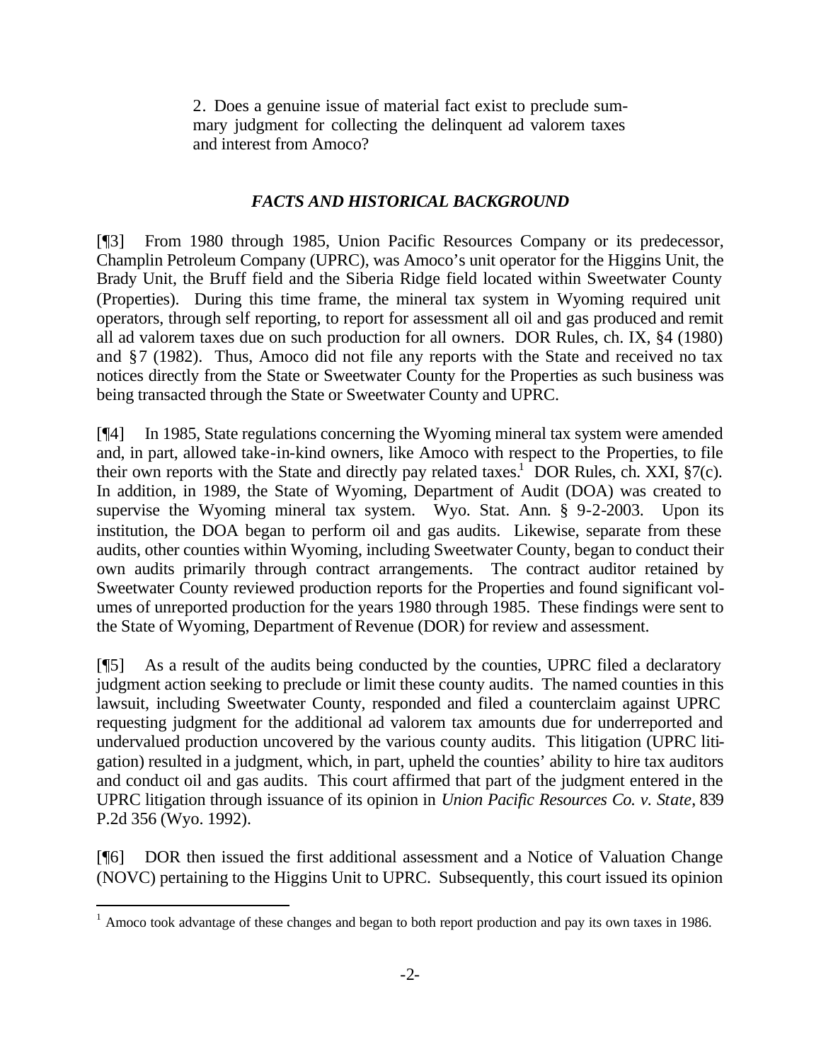2. Does a genuine issue of material fact exist to preclude summary judgment for collecting the delinquent ad valorem taxes and interest from Amoco?

### *FACTS AND HISTORICAL BACKGROUND*

[¶3] From 1980 through 1985, Union Pacific Resources Company or its predecessor, Champlin Petroleum Company (UPRC), was Amoco's unit operator for the Higgins Unit, the Brady Unit, the Bruff field and the Siberia Ridge field located within Sweetwater County (Properties). During this time frame, the mineral tax system in Wyoming required unit operators, through self reporting, to report for assessment all oil and gas produced and remit all ad valorem taxes due on such production for all owners. DOR Rules, ch. IX, §4 (1980) and §7 (1982). Thus, Amoco did not file any reports with the State and received no tax notices directly from the State or Sweetwater County for the Properties as such business was being transacted through the State or Sweetwater County and UPRC.

[¶4] In 1985, State regulations concerning the Wyoming mineral tax system were amended and, in part, allowed take-in-kind owners, like Amoco with respect to the Properties, to file their own reports with the State and directly pay related taxes.[1] DOR Rules, ch. XXI, §7(c). In addition, in 1989, the State of Wyoming, Department of Audit (DOA) was created to supervise the Wyoming mineral tax system. Wyo. Stat. Ann. § 9-2-2003. Upon its institution, the DOA began to perform oil and gas audits. Likewise, separate from these audits, other counties within Wyoming, including Sweetwater County, began to conduct their own audits primarily through contract arrangements. The contract auditor retained by Sweetwater County reviewed production reports for the Properties and found significant volumes of unreported production for the years 1980 through 1985. These findings were sent to the State of Wyoming, Department of Revenue (DOR) for review and assessment.

[¶5] As a result of the audits being conducted by the counties, UPRC filed a declaratory judgment action seeking to preclude or limit these county audits. The named counties in this lawsuit, including Sweetwater County, responded and filed a counterclaim against UPRC requesting judgment for the additional ad valorem tax amounts due for underreported and undervalued production uncovered by the various county audits. This litigation (UPRC litigation) resulted in a judgment, which, in part, upheld the counties' ability to hire tax auditors and conduct oil and gas audits. This court affirmed that part of the judgment entered in the UPRC litigation through issuance of its opinion in *Union Pacific Resources Co. v. State*, 839 P.2d 356 (Wyo. 1992).

[¶6] DOR then issued the first additional assessment and a Notice of Valuation Change (NOVC) pertaining to the Higgins Unit to UPRC. Subsequently, this court issued its opinion

---

[1] Amoco took advantage of these changes and began to both report production and pay its own taxes in 1986.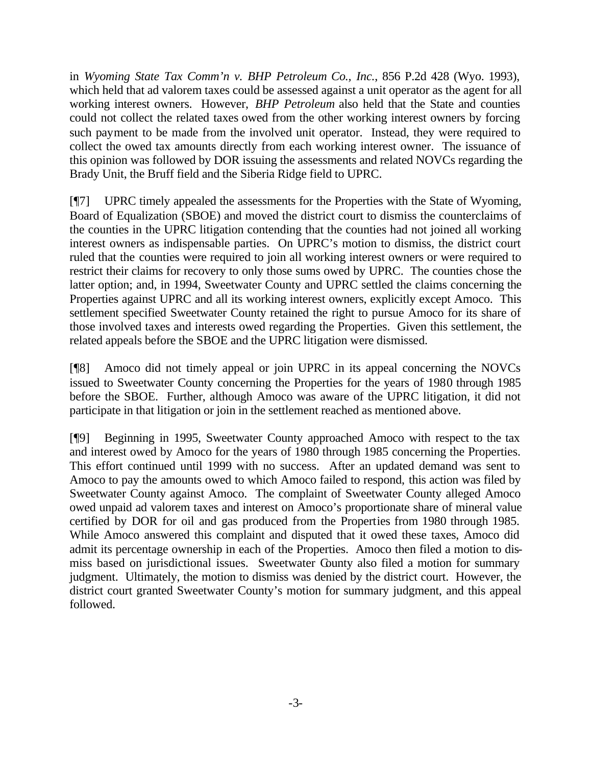in *Wyoming State Tax Comm'n v. BHP Petroleum Co., Inc.*, 856 P.2d 428 (Wyo. 1993), which held that ad valorem taxes could be assessed against a unit operator as the agent for all working interest owners. However, *BHP Petroleum* also held that the State and counties could not collect the related taxes owed from the other working interest owners by forcing such payment to be made from the involved unit operator. Instead, they were required to collect the owed tax amounts directly from each working interest owner. The issuance of this opinion was followed by DOR issuing the assessments and related NOVCs regarding the Brady Unit, the Bruff field and the Siberia Ridge field to UPRC.

[¶7] UPRC timely appealed the assessments for the Properties with the State of Wyoming, Board of Equalization (SBOE) and moved the district court to dismiss the counterclaims of the counties in the UPRC litigation contending that the counties had not joined all working interest owners as indispensable parties. On UPRC's motion to dismiss, the district court ruled that the counties were required to join all working interest owners or were required to restrict their claims for recovery to only those sums owed by UPRC. The counties chose the latter option; and, in 1994, Sweetwater County and UPRC settled the claims concerning the Properties against UPRC and all its working interest owners, explicitly except Amoco. This settlement specified Sweetwater County retained the right to pursue Amoco for its share of those involved taxes and interests owed regarding the Properties. Given this settlement, the related appeals before the SBOE and the UPRC litigation were dismissed.

[¶8] Amoco did not timely appeal or join UPRC in its appeal concerning the NOVCs issued to Sweetwater County concerning the Properties for the years of 1980 through 1985 before the SBOE. Further, although Amoco was aware of the UPRC litigation, it did not participate in that litigation or join in the settlement reached as mentioned above.

[¶9] Beginning in 1995, Sweetwater County approached Amoco with respect to the tax and interest owed by Amoco for the years of 1980 through 1985 concerning the Properties. This effort continued until 1999 with no success. After an updated demand was sent to Amoco to pay the amounts owed to which Amoco failed to respond, this action was filed by Sweetwater County against Amoco. The complaint of Sweetwater County alleged Amoco owed unpaid ad valorem taxes and interest on Amoco's proportionate share of mineral value certified by DOR for oil and gas produced from the Properties from 1980 through 1985. While Amoco answered this complaint and disputed that it owed these taxes, Amoco did admit its percentage ownership in each of the Properties. Amoco then filed a motion to dismiss based on jurisdictional issues. Sweetwater County also filed a motion for summary judgment. Ultimately, the motion to dismiss was denied by the district court. However, the district court granted Sweetwater County's motion for summary judgment, and this appeal followed.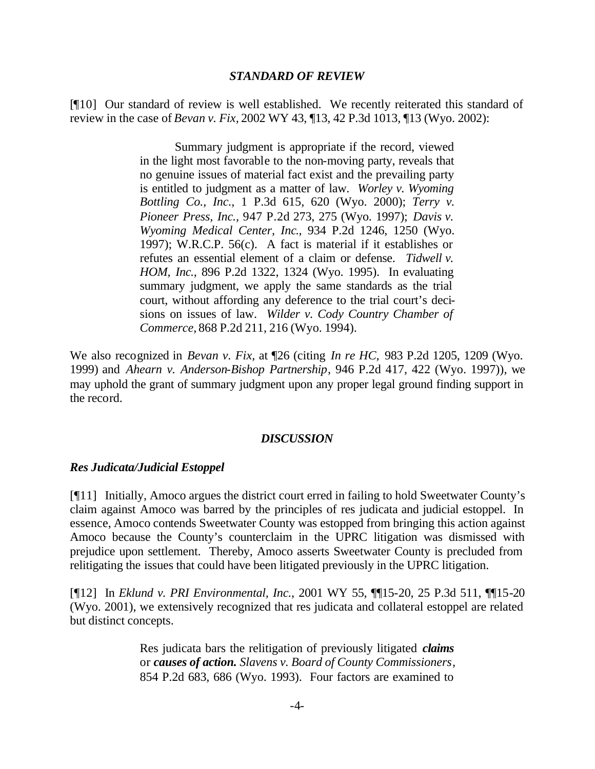### *STANDARD OF REVIEW*

[¶10] Our standard of review is well established. We recently reiterated this standard of review in the case of *Bevan v. Fix*, 2002 WY 43, ¶13, 42 P.3d 1013, ¶13 (Wyo. 2002):

> Summary judgment is appropriate if the record, viewed in the light most favorable to the non-moving party, reveals that no genuine issues of material fact exist and the prevailing party is entitled to judgment as a matter of law. *Worley v. Wyoming Bottling Co., Inc.*, 1 P.3d 615, 620 (Wyo. 2000); *Terry v. Pioneer Press, Inc.*, 947 P.2d 273, 275 (Wyo. 1997); *Davis v. Wyoming Medical Center, Inc.*, 934 P.2d 1246, 1250 (Wyo. 1997); W.R.C.P. 56(c). A fact is material if it establishes or refutes an essential element of a claim or defense. *Tidwell v. HOM, Inc.*, 896 P.2d 1322, 1324 (Wyo. 1995). In evaluating summary judgment, we apply the same standards as the trial court, without affording any deference to the trial court's decisions on issues of law. *Wilder v. Cody Country Chamber of Commerce*, 868 P.2d 211, 216 (Wyo. 1994).

We also recognized in *Bevan v. Fix*, at ¶26 (citing *In re HC*, 983 P.2d 1205, 1209 (Wyo. 1999) and *Ahearn v. Anderson-Bishop Partnership*, 946 P.2d 417, 422 (Wyo. 1997)), we may uphold the grant of summary judgment upon any proper legal ground finding support in the record.

### *DISCUSSION*

#### ***Res Judicata/Judicial Estoppel***

[¶11] Initially, Amoco argues the district court erred in failing to hold Sweetwater County's claim against Amoco was barred by the principles of res judicata and judicial estoppel. In essence, Amoco contends Sweetwater County was estopped from bringing this action against Amoco because the County's counterclaim in the UPRC litigation was dismissed with prejudice upon settlement. Thereby, Amoco asserts Sweetwater County is precluded from relitigating the issues that could have been litigated previously in the UPRC litigation.

[¶12] In *Eklund v. PRI Environmental, Inc.*, 2001 WY 55, ¶¶15-20, 25 P.3d 511, ¶¶15-20 (Wyo. 2001), we extensively recognized that res judicata and collateral estoppel are related but distinct concepts.

> Res judicata bars the relitigation of previously litigated ***claims*** or ***causes of action.*** *Slavens v. Board of County Commissioners*, 854 P.2d 683, 686 (Wyo. 1993). Four factors are examined to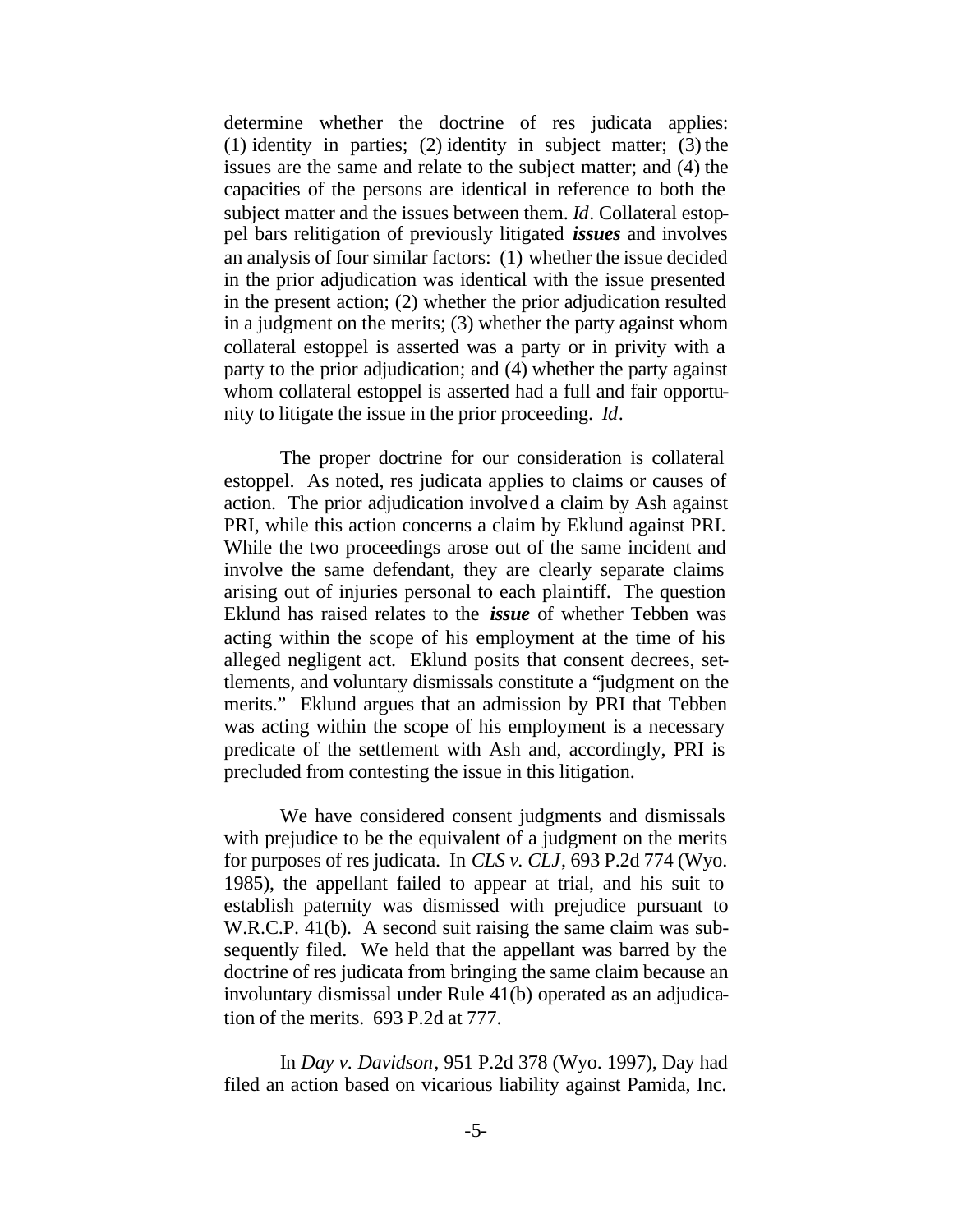determine whether the doctrine of res judicata applies: (1) identity in parties; (2) identity in subject matter; (3) the issues are the same and relate to the subject matter; and (4) the capacities of the persons are identical in reference to both the subject matter and the issues between them. *Id*. Collateral estoppel bars relitigation of previously litigated ***issues*** and involves an analysis of four similar factors: (1) whether the issue decided in the prior adjudication was identical with the issue presented in the present action; (2) whether the prior adjudication resulted in a judgment on the merits; (3) whether the party against whom collateral estoppel is asserted was a party or in privity with a party to the prior adjudication; and (4) whether the party against whom collateral estoppel is asserted had a full and fair opportunity to litigate the issue in the prior proceeding. *Id*.

The proper doctrine for our consideration is collateral estoppel. As noted, res judicata applies to claims or causes of action. The prior adjudication involved a claim by Ash against PRI, while this action concerns a claim by Eklund against PRI. While the two proceedings arose out of the same incident and involve the same defendant, they are clearly separate claims arising out of injuries personal to each plaintiff. The question Eklund has raised relates to the ***issue*** of whether Tebben was acting within the scope of his employment at the time of his alleged negligent act. Eklund posits that consent decrees, settlements, and voluntary dismissals constitute a "judgment on the merits." Eklund argues that an admission by PRI that Tebben was acting within the scope of his employment is a necessary predicate of the settlement with Ash and, accordingly, PRI is precluded from contesting the issue in this litigation.

We have considered consent judgments and dismissals with prejudice to be the equivalent of a judgment on the merits for purposes of res judicata. In *CLS v. CLJ*, 693 P.2d 774 (Wyo. 1985), the appellant failed to appear at trial, and his suit to establish paternity was dismissed with prejudice pursuant to W.R.C.P. 41(b). A second suit raising the same claim was subsequently filed. We held that the appellant was barred by the doctrine of res judicata from bringing the same claim because an involuntary dismissal under Rule 41(b) operated as an adjudication of the merits. 693 P.2d at 777.

In *Day v. Davidson*, 951 P.2d 378 (Wyo. 1997), Day had filed an action based on vicarious liability against Pamida, Inc.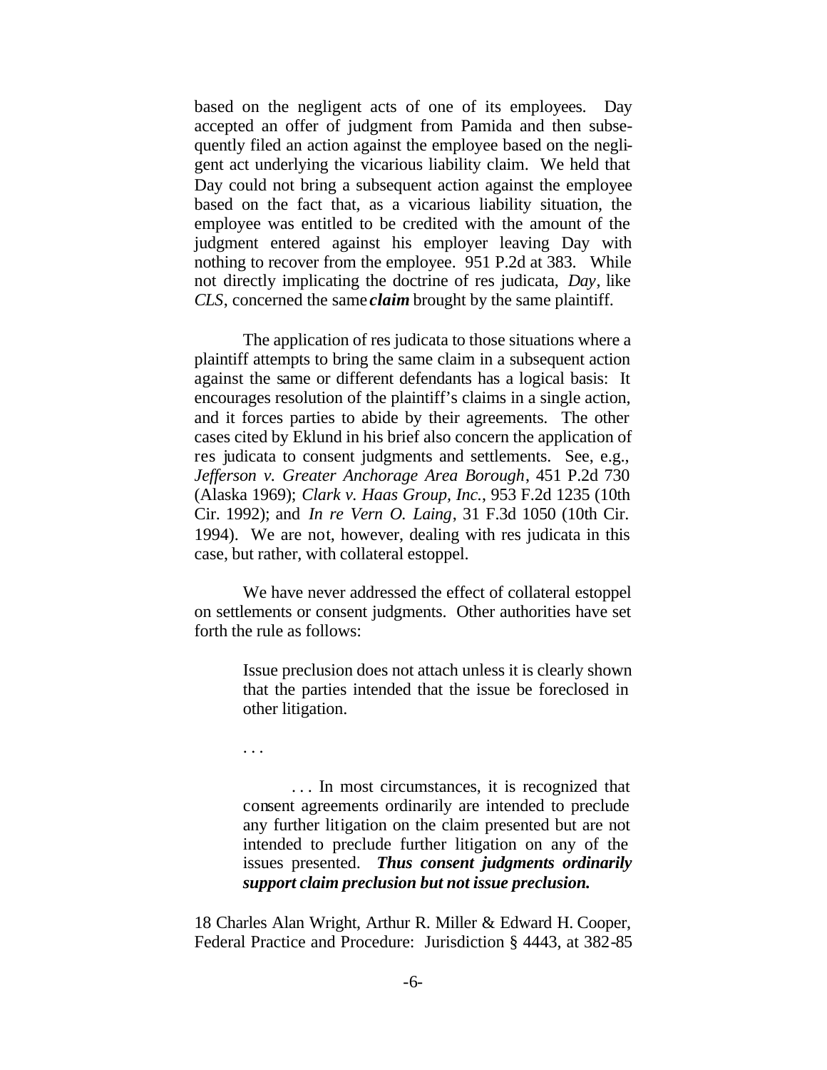based on the negligent acts of one of its employees. Day accepted an offer of judgment from Pamida and then subsequently filed an action against the employee based on the negligent act underlying the vicarious liability claim. We held that Day could not bring a subsequent action against the employee based on the fact that, as a vicarious liability situation, the employee was entitled to be credited with the amount of the judgment entered against his employer leaving Day with nothing to recover from the employee. 951 P.2d at 383. While not directly implicating the doctrine of res judicata, *Day*, like *CLS*, concerned the same ***claim*** brought by the same plaintiff.

The application of res judicata to those situations where a plaintiff attempts to bring the same claim in a subsequent action against the same or different defendants has a logical basis: It encourages resolution of the plaintiff's claims in a single action, and it forces parties to abide by their agreements. The other cases cited by Eklund in his brief also concern the application of res judicata to consent judgments and settlements. See, e.g., *Jefferson v. Greater Anchorage Area Borough*, 451 P.2d 730 (Alaska 1969); *Clark v. Haas Group, Inc.*, 953 F.2d 1235 (10th Cir. 1992); and *In re Vern O. Laing*, 31 F.3d 1050 (10th Cir. 1994). We are not, however, dealing with res judicata in this case, but rather, with collateral estoppel.

We have never addressed the effect of collateral estoppel on settlements or consent judgments. Other authorities have set forth the rule as follows:

> Issue preclusion does not attach unless it is clearly shown that the parties intended that the issue be foreclosed in other litigation.
>
> . . .
>
> . . . In most circumstances, it is recognized that consent agreements ordinarily are intended to preclude any further litigation on the claim presented but are not intended to preclude further litigation on any of the issues presented. ***Thus consent judgments ordinarily support claim preclusion but not issue preclusion.***

18 Charles Alan Wright, Arthur R. Miller & Edward H. Cooper, Federal Practice and Procedure: Jurisdiction § 4443, at 382-85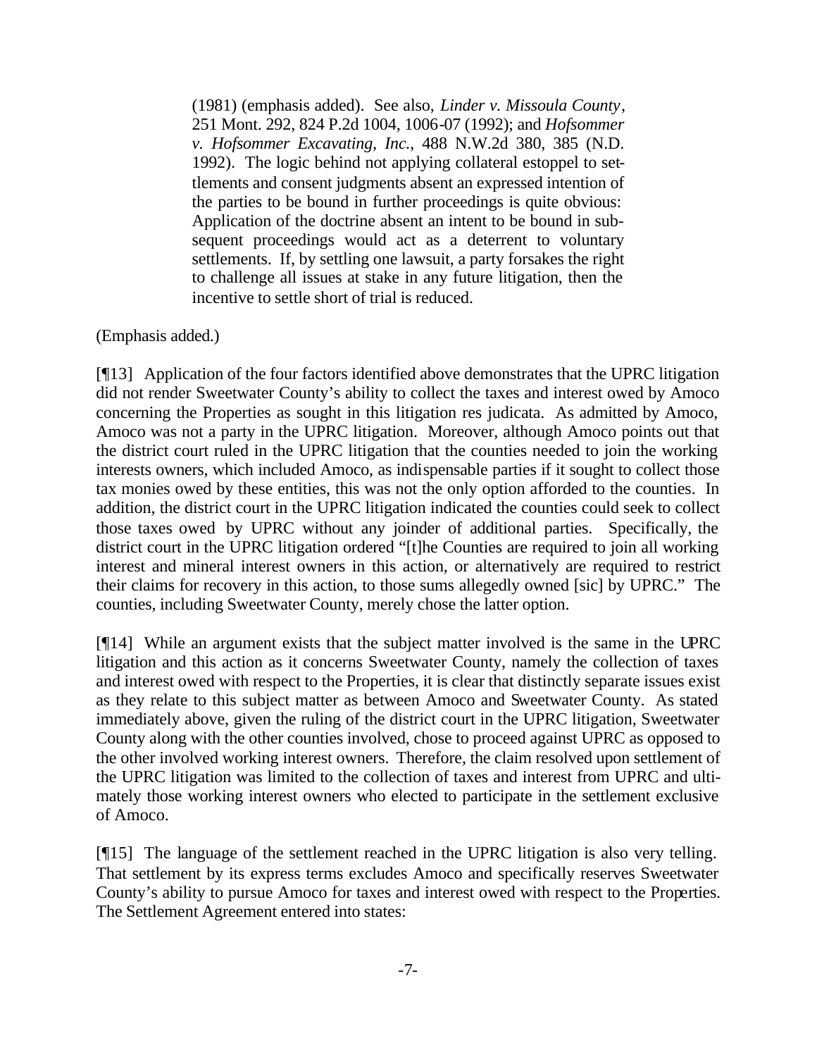> (1981) (emphasis added). See also, *Linder v. Missoula County*, 251 Mont. 292, 824 P.2d 1004, 1006-07 (1992); and *Hofsommer v. Hofsommer Excavating, Inc.*, 488 N.W.2d 380, 385 (N.D. 1992). The logic behind not applying collateral estoppel to settlements and consent judgments absent an expressed intention of the parties to be bound in further proceedings is quite obvious: Application of the doctrine absent an intent to be bound in subsequent proceedings would act as a deterrent to voluntary settlements. If, by settling one lawsuit, a party forsakes the right to challenge all issues at stake in any future litigation, then the incentive to settle short of trial is reduced.

(Emphasis added.)

[¶13] Application of the four factors identified above demonstrates that the UPRC litigation did not render Sweetwater County's ability to collect the taxes and interest owed by Amoco concerning the Properties as sought in this litigation res judicata. As admitted by Amoco, Amoco was not a party in the UPRC litigation. Moreover, although Amoco points out that the district court ruled in the UPRC litigation that the counties needed to join the working interests owners, which included Amoco, as indispensable parties if it sought to collect those tax monies owed by these entities, this was not the only option afforded to the counties. In addition, the district court in the UPRC litigation indicated the counties could seek to collect those taxes owed by UPRC without any joinder of additional parties. Specifically, the district court in the UPRC litigation ordered "[t]he Counties are required to join all working interest and mineral interest owners in this action, or alternatively are required to restrict their claims for recovery in this action, to those sums allegedly owned [sic] by UPRC." The counties, including Sweetwater County, merely chose the latter option.

[¶14] While an argument exists that the subject matter involved is the same in the UPRC litigation and this action as it concerns Sweetwater County, namely the collection of taxes and interest owed with respect to the Properties, it is clear that distinctly separate issues exist as they relate to this subject matter as between Amoco and Sweetwater County. As stated immediately above, given the ruling of the district court in the UPRC litigation, Sweetwater County along with the other counties involved, chose to proceed against UPRC as opposed to the other involved working interest owners. Therefore, the claim resolved upon settlement of the UPRC litigation was limited to the collection of taxes and interest from UPRC and ultimately those working interest owners who elected to participate in the settlement exclusive of Amoco.

[¶15] The language of the settlement reached in the UPRC litigation is also very telling. That settlement by its express terms excludes Amoco and specifically reserves Sweetwater County's ability to pursue Amoco for taxes and interest owed with respect to the Properties. The Settlement Agreement entered into states: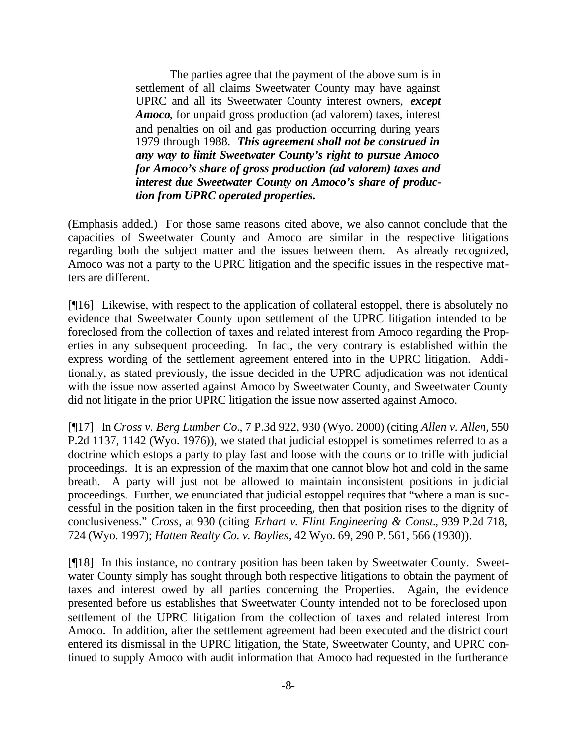> The parties agree that the payment of the above sum is in settlement of all claims Sweetwater County may have against UPRC and all its Sweetwater County interest owners, ***except Amoco***, for unpaid gross production (ad valorem) taxes, interest and penalties on oil and gas production occurring during years 1979 through 1988. ***This agreement shall not be construed in any way to limit Sweetwater County's right to pursue Amoco for Amoco's share of gross production (ad valorem) taxes and interest due Sweetwater County on Amoco's share of production from UPRC operated properties.***

(Emphasis added.) For those same reasons cited above, we also cannot conclude that the capacities of Sweetwater County and Amoco are similar in the respective litigations regarding both the subject matter and the issues between them. As already recognized, Amoco was not a party to the UPRC litigation and the specific issues in the respective matters are different.

[¶16] Likewise, with respect to the application of collateral estoppel, there is absolutely no evidence that Sweetwater County upon settlement of the UPRC litigation intended to be foreclosed from the collection of taxes and related interest from Amoco regarding the Properties in any subsequent proceeding. In fact, the very contrary is established within the express wording of the settlement agreement entered into in the UPRC litigation. Additionally, as stated previously, the issue decided in the UPRC adjudication was not identical with the issue now asserted against Amoco by Sweetwater County, and Sweetwater County did not litigate in the prior UPRC litigation the issue now asserted against Amoco.

[¶17] In *Cross v. Berg Lumber Co.*, 7 P.3d 922, 930 (Wyo. 2000) (citing *Allen v. Allen*, 550 P.2d 1137, 1142 (Wyo. 1976)), we stated that judicial estoppel is sometimes referred to as a doctrine which estops a party to play fast and loose with the courts or to trifle with judicial proceedings. It is an expression of the maxim that one cannot blow hot and cold in the same breath. A party will just not be allowed to maintain inconsistent positions in judicial proceedings. Further, we enunciated that judicial estoppel requires that "where a man is successful in the position taken in the first proceeding, then that position rises to the dignity of conclusiveness." *Cross*, at 930 (citing *Erhart v. Flint Engineering & Const.*, 939 P.2d 718, 724 (Wyo. 1997); *Hatten Realty Co. v. Baylies*, 42 Wyo. 69, 290 P. 561, 566 (1930)).

[¶18] In this instance, no contrary position has been taken by Sweetwater County. Sweetwater County simply has sought through both respective litigations to obtain the payment of taxes and interest owed by all parties concerning the Properties. Again, the evidence presented before us establishes that Sweetwater County intended not to be foreclosed upon settlement of the UPRC litigation from the collection of taxes and related interest from Amoco. In addition, after the settlement agreement had been executed and the district court entered its dismissal in the UPRC litigation, the State, Sweetwater County, and UPRC continued to supply Amoco with audit information that Amoco had requested in the furtherance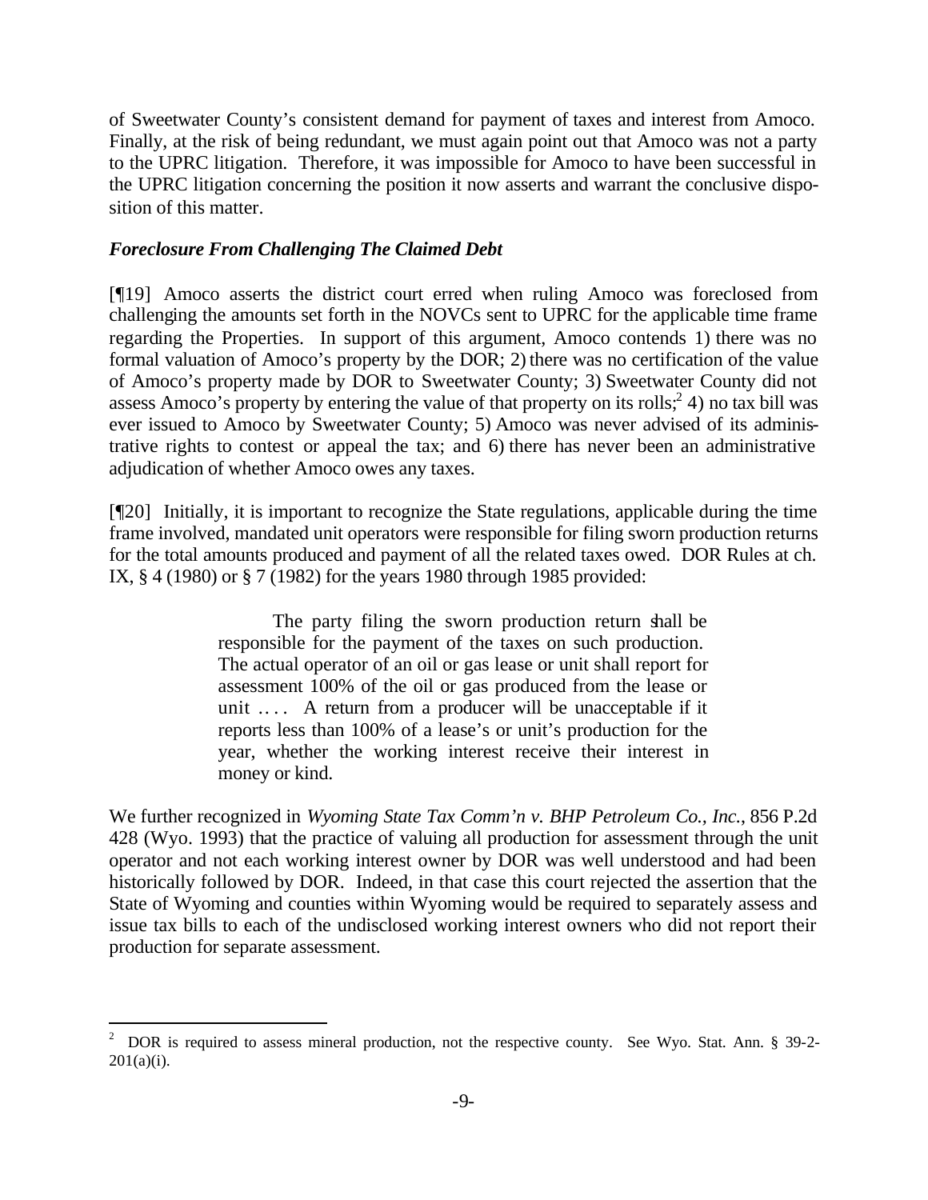of Sweetwater County's consistent demand for payment of taxes and interest from Amoco. Finally, at the risk of being redundant, we must again point out that Amoco was not a party to the UPRC litigation. Therefore, it was impossible for Amoco to have been successful in the UPRC litigation concerning the position it now asserts and warrant the conclusive disposition of this matter.

### *Foreclosure From Challenging The Claimed Debt*

[¶19] Amoco asserts the district court erred when ruling Amoco was foreclosed from challenging the amounts set forth in the NOVCs sent to UPRC for the applicable time frame regarding the Properties. In support of this argument, Amoco contends 1) there was no formal valuation of Amoco's property by the DOR; 2) there was no certification of the value of Amoco's property made by DOR to Sweetwater County; 3) Sweetwater County did not assess Amoco's property by entering the value of that property on its rolls;[2] 4) no tax bill was ever issued to Amoco by Sweetwater County; 5) Amoco was never advised of its administrative rights to contest or appeal the tax; and 6) there has never been an administrative adjudication of whether Amoco owes any taxes.

[¶20] Initially, it is important to recognize the State regulations, applicable during the time frame involved, mandated unit operators were responsible for filing sworn production returns for the total amounts produced and payment of all the related taxes owed. DOR Rules at ch. IX, § 4 (1980) or § 7 (1982) for the years 1980 through 1985 provided:

> The party filing the sworn production return shall be responsible for the payment of the taxes on such production. The actual operator of an oil or gas lease or unit shall report for assessment 100% of the oil or gas produced from the lease or unit .... A return from a producer will be unacceptable if it reports less than 100% of a lease's or unit's production for the year, whether the working interest receive their interest in money or kind.

We further recognized in *Wyoming State Tax Comm'n v. BHP Petroleum Co., Inc.*, 856 P.2d 428 (Wyo. 1993) that the practice of valuing all production for assessment through the unit operator and not each working interest owner by DOR was well understood and had been historically followed by DOR. Indeed, in that case this court rejected the assertion that the State of Wyoming and counties within Wyoming would be required to separately assess and issue tax bills to each of the undisclosed working interest owners who did not report their production for separate assessment.

---

[2] DOR is required to assess mineral production, not the respective county. See Wyo. Stat. Ann. § 39-2-201(a)(i).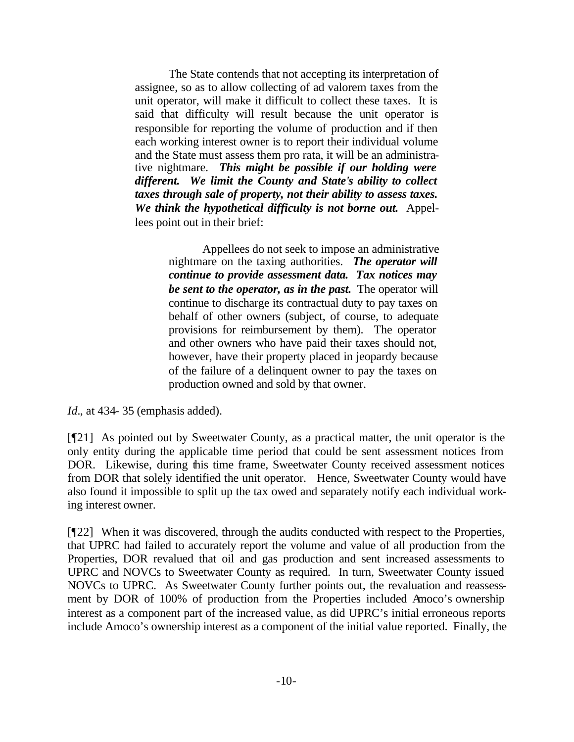> The State contends that not accepting its interpretation of assignee, so as to allow collecting of ad valorem taxes from the unit operator, will make it difficult to collect these taxes. It is said that difficulty will result because the unit operator is responsible for reporting the volume of production and if then each working interest owner is to report their individual volume and the State must assess them pro rata, it will be an administrative nightmare. ***This might be possible if our holding were different. We limit the County and State's ability to collect taxes through sale of property, not their ability to assess taxes. We think the hypothetical difficulty is not borne out.*** Appellees point out in their brief:
>
> > Appellees do not seek to impose an administrative nightmare on the taxing authorities. ***The operator will continue to provide assessment data. Tax notices may be sent to the operator, as in the past.*** The operator will continue to discharge its contractual duty to pay taxes on behalf of other owners (subject, of course, to adequate provisions for reimbursement by them). The operator and other owners who have paid their taxes should not, however, have their property placed in jeopardy because of the failure of a delinquent owner to pay the taxes on production owned and sold by that owner.

*Id*., at 434- 35 (emphasis added).

[¶21] As pointed out by Sweetwater County, as a practical matter, the unit operator is the only entity during the applicable time period that could be sent assessment notices from DOR. Likewise, during this time frame, Sweetwater County received assessment notices from DOR that solely identified the unit operator. Hence, Sweetwater County would have also found it impossible to split up the tax owed and separately notify each individual working interest owner.

[¶22] When it was discovered, through the audits conducted with respect to the Properties, that UPRC had failed to accurately report the volume and value of all production from the Properties, DOR revalued that oil and gas production and sent increased assessments to UPRC and NOVCs to Sweetwater County as required. In turn, Sweetwater County issued NOVCs to UPRC. As Sweetwater County further points out, the revaluation and reassessment by DOR of 100% of production from the Properties included Amoco's ownership interest as a component part of the increased value, as did UPRC's initial erroneous reports include Amoco's ownership interest as a component of the initial value reported. Finally, the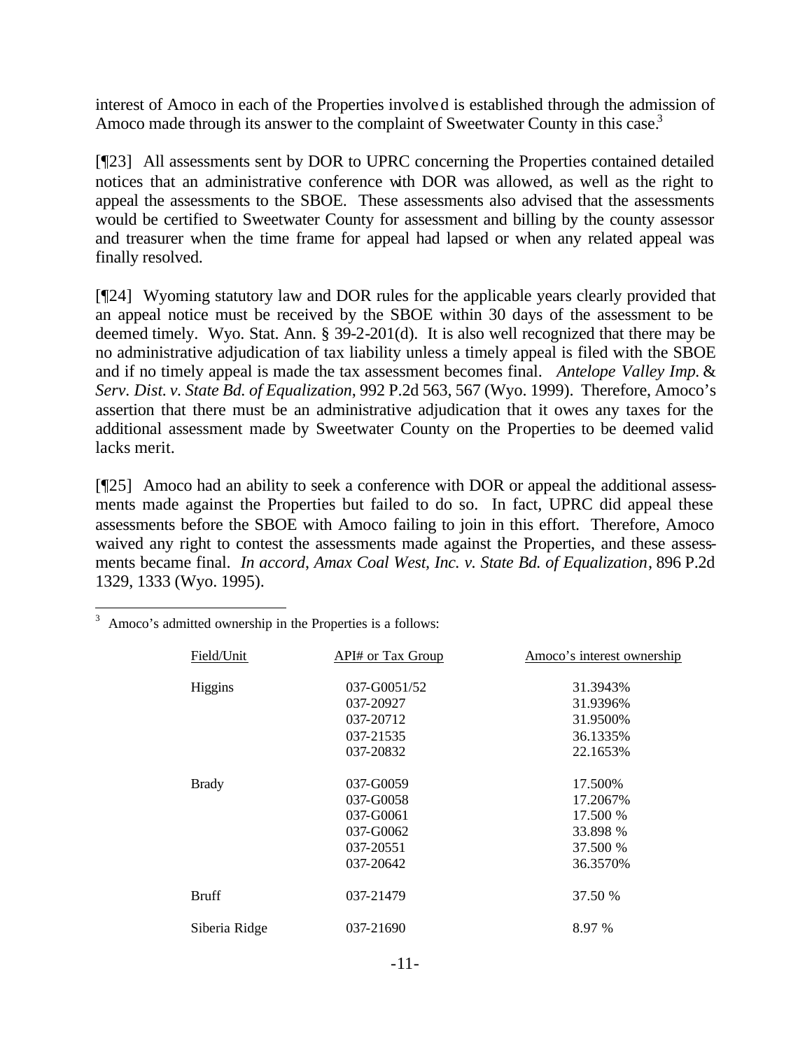interest of Amoco in each of the Properties involved is established through the admission of Amoco made through its answer to the complaint of Sweetwater County in this case.[3]

[¶23] All assessments sent by DOR to UPRC concerning the Properties contained detailed notices that an administrative conference with DOR was allowed, as well as the right to appeal the assessments to the SBOE. These assessments also advised that the assessments would be certified to Sweetwater County for assessment and billing by the county assessor and treasurer when the time frame for appeal had lapsed or when any related appeal was finally resolved.

[¶24] Wyoming statutory law and DOR rules for the applicable years clearly provided that an appeal notice must be received by the SBOE within 30 days of the assessment to be deemed timely. Wyo. Stat. Ann. § 39-2-201(d). It is also well recognized that there may be no administrative adjudication of tax liability unless a timely appeal is filed with the SBOE and if no timely appeal is made the tax assessment becomes final. *Antelope Valley Imp. & Serv. Dist. v. State Bd. of Equalization*, 992 P.2d 563, 567 (Wyo. 1999). Therefore, Amoco's assertion that there must be an administrative adjudication that it owes any taxes for the additional assessment made by Sweetwater County on the Properties to be deemed valid lacks merit.

[¶25] Amoco had an ability to seek a conference with DOR or appeal the additional assessments made against the Properties but failed to do so. In fact, UPRC did appeal these assessments before the SBOE with Amoco failing to join in this effort. Therefore, Amoco waived any right to contest the assessments made against the Properties, and these assessments became final. *In accord*, *Amax Coal West, Inc. v. State Bd. of Equalization*, 896 P.2d 1329, 1333 (Wyo. 1995).

---

[3] Amoco's admitted ownership in the Properties is a follows:

| Field/Unit | API# or Tax Group | Amoco's interest ownership |
|---|---|---|
| Higgins | 037-G0051/52 | 31.3943% |
| | 037-20927 | 31.9396% |
| | 037-20712 | 31.9500% |
| | 037-21535 | 36.1335% |
| | 037-20832 | 22.1653% |
| Brady | 037-G0059 | 17.500% |
| | 037-G0058 | 17.2067% |
| | 037-G0061 | 17.500 % |
| | 037-G0062 | 33.898 % |
| | 037-20551 | 37.500 % |
| | 037-20642 | 36.3570% |
| Bruff | 037-21479 | 37.50 % |
| Siberia Ridge | 037-21690 | 8.97 % |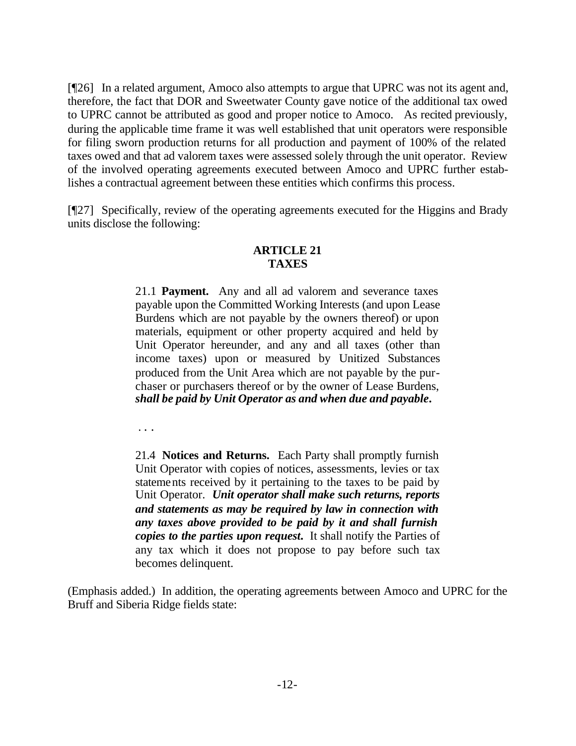[¶26] In a related argument, Amoco also attempts to argue that UPRC was not its agent and, therefore, the fact that DOR and Sweetwater County gave notice of the additional tax owed to UPRC cannot be attributed as good and proper notice to Amoco. As recited previously, during the applicable time frame it was well established that unit operators were responsible for filing sworn production returns for all production and payment of 100% of the related taxes owed and that ad valorem taxes were assessed solely through the unit operator. Review of the involved operating agreements executed between Amoco and UPRC further establishes a contractual agreement between these entities which confirms this process.

[¶27] Specifically, review of the operating agreements executed for the Higgins and Brady units disclose the following:

> **ARTICLE 21**
> **TAXES**
>
> 21.1 **Payment.** Any and all ad valorem and severance taxes payable upon the Committed Working Interests (and upon Lease Burdens which are not payable by the owners thereof) or upon materials, equipment or other property acquired and held by Unit Operator hereunder, and any and all taxes (other than income taxes) upon or measured by Unitized Substances produced from the Unit Area which are not payable by the purchaser or purchasers thereof or by the owner of Lease Burdens, ***shall be paid by Unit Operator as and when due and payable.***
>
> . . .
>
> 21.4 **Notices and Returns.** Each Party shall promptly furnish Unit Operator with copies of notices, assessments, levies or tax statements received by it pertaining to the taxes to be paid by Unit Operator. ***Unit operator shall make such returns, reports and statements as may be required by law in connection with any taxes above provided to be paid by it and shall furnish copies to the parties upon request.*** It shall notify the Parties of any tax which it does not propose to pay before such tax becomes delinquent.

(Emphasis added.) In addition, the operating agreements between Amoco and UPRC for the Bruff and Siberia Ridge fields state: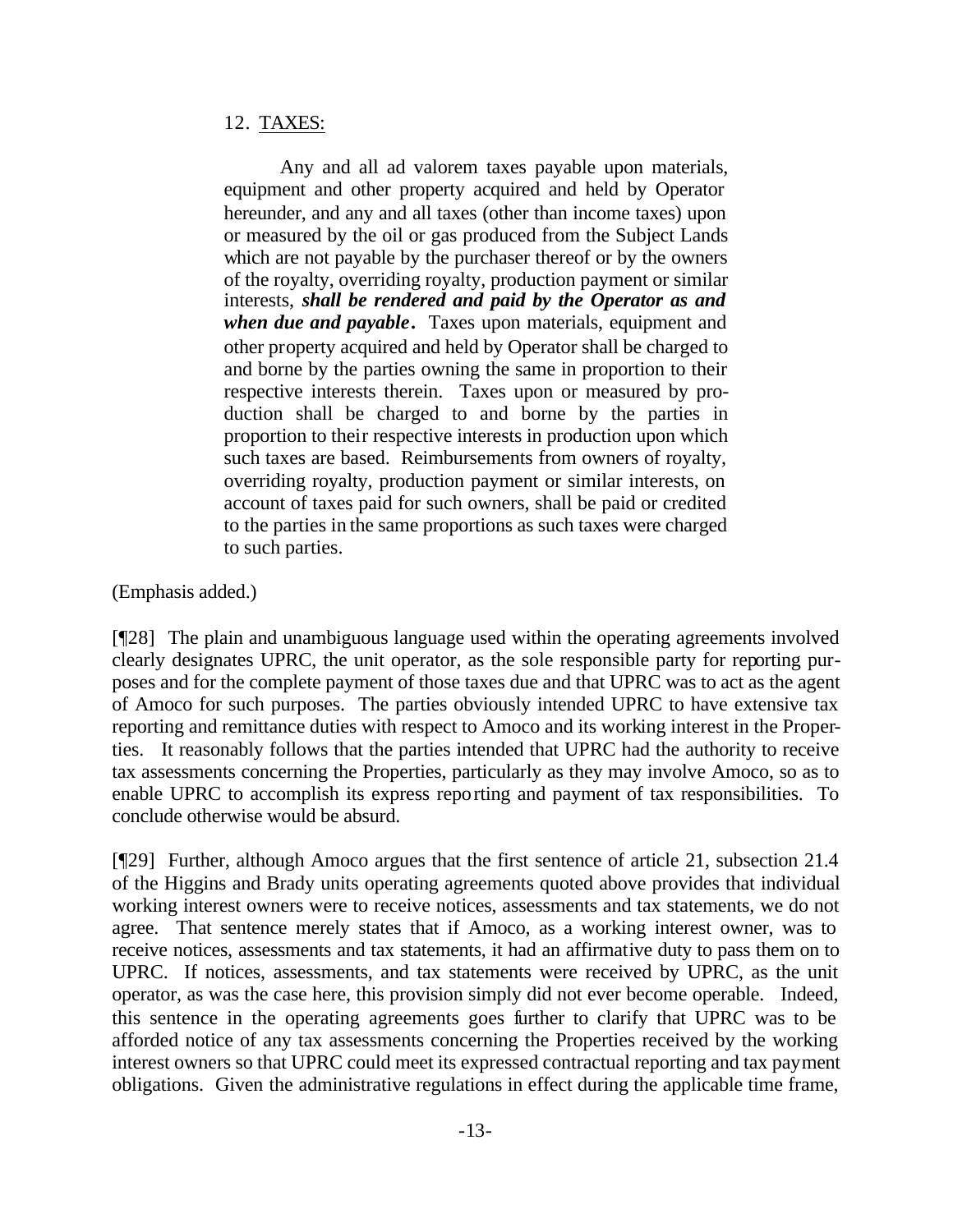12. <u>TAXES:</u>

> Any and all ad valorem taxes payable upon materials, equipment and other property acquired and held by Operator hereunder, and any and all taxes (other than income taxes) upon or measured by the oil or gas produced from the Subject Lands which are not payable by the purchaser thereof or by the owners of the royalty, overriding royalty, production payment or similar interests, ***shall be rendered and paid by the Operator as and when due and payable.*** Taxes upon materials, equipment and other property acquired and held by Operator shall be charged to and borne by the parties owning the same in proportion to their respective interests therein. Taxes upon or measured by production shall be charged to and borne by the parties in proportion to their respective interests in production upon which such taxes are based. Reimbursements from owners of royalty, overriding royalty, production payment or similar interests, on account of taxes paid for such owners, shall be paid or credited to the parties in the same proportions as such taxes were charged to such parties.

(Emphasis added.)

[¶28] The plain and unambiguous language used within the operating agreements involved clearly designates UPRC, the unit operator, as the sole responsible party for reporting purposes and for the complete payment of those taxes due and that UPRC was to act as the agent of Amoco for such purposes. The parties obviously intended UPRC to have extensive tax reporting and remittance duties with respect to Amoco and its working interest in the Properties. It reasonably follows that the parties intended that UPRC had the authority to receive tax assessments concerning the Properties, particularly as they may involve Amoco, so as to enable UPRC to accomplish its express reporting and payment of tax responsibilities. To conclude otherwise would be absurd.

[¶29] Further, although Amoco argues that the first sentence of article 21, subsection 21.4 of the Higgins and Brady units operating agreements quoted above provides that individual working interest owners were to receive notices, assessments and tax statements, we do not agree. That sentence merely states that if Amoco, as a working interest owner, was to receive notices, assessments and tax statements, it had an affirmative duty to pass them on to UPRC. If notices, assessments, and tax statements were received by UPRC, as the unit operator, as was the case here, this provision simply did not ever become operable. Indeed, this sentence in the operating agreements goes further to clarify that UPRC was to be afforded notice of any tax assessments concerning the Properties received by the working interest owners so that UPRC could meet its expressed contractual reporting and tax payment obligations. Given the administrative regulations in effect during the applicable time frame,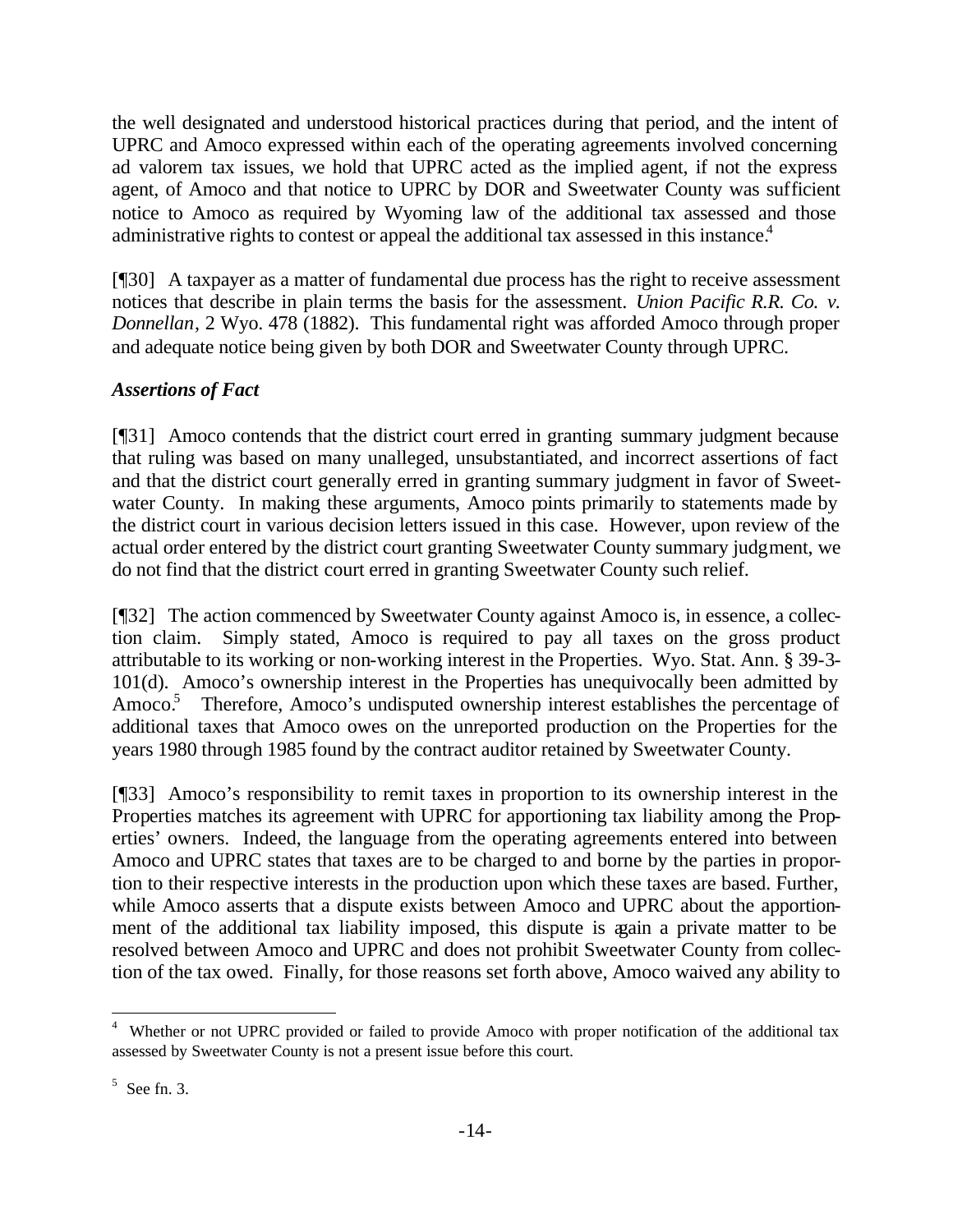the well designated and understood historical practices during that period, and the intent of UPRC and Amoco expressed within each of the operating agreements involved concerning ad valorem tax issues, we hold that UPRC acted as the implied agent, if not the express agent, of Amoco and that notice to UPRC by DOR and Sweetwater County was sufficient notice to Amoco as required by Wyoming law of the additional tax assessed and those administrative rights to contest or appeal the additional tax assessed in this instance.[4]

[¶30] A taxpayer as a matter of fundamental due process has the right to receive assessment notices that describe in plain terms the basis for the assessment. *Union Pacific R.R. Co. v. Donnellan*, 2 Wyo. 478 (1882). This fundamental right was afforded Amoco through proper and adequate notice being given by both DOR and Sweetwater County through UPRC.

### *Assertions of Fact*

[¶31] Amoco contends that the district court erred in granting summary judgment because that ruling was based on many unalleged, unsubstantiated, and incorrect assertions of fact and that the district court generally erred in granting summary judgment in favor of Sweetwater County. In making these arguments, Amoco points primarily to statements made by the district court in various decision letters issued in this case. However, upon review of the actual order entered by the district court granting Sweetwater County summary judgment, we do not find that the district court erred in granting Sweetwater County such relief.

[¶32] The action commenced by Sweetwater County against Amoco is, in essence, a collection claim. Simply stated, Amoco is required to pay all taxes on the gross product attributable to its working or non-working interest in the Properties. Wyo. Stat. Ann. § 39-3-101(d). Amoco's ownership interest in the Properties has unequivocally been admitted by Amoco.[5] Therefore, Amoco's undisputed ownership interest establishes the percentage of additional taxes that Amoco owes on the unreported production on the Properties for the years 1980 through 1985 found by the contract auditor retained by Sweetwater County.

[¶33] Amoco's responsibility to remit taxes in proportion to its ownership interest in the Properties matches its agreement with UPRC for apportioning tax liability among the Properties' owners. Indeed, the language from the operating agreements entered into between Amoco and UPRC states that taxes are to be charged to and borne by the parties in proportion to their respective interests in the production upon which these taxes are based. Further, while Amoco asserts that a dispute exists between Amoco and UPRC about the apportionment of the additional tax liability imposed, this dispute is again a private matter to be resolved between Amoco and UPRC and does not prohibit Sweetwater County from collection of the tax owed. Finally, for those reasons set forth above, Amoco waived any ability to

---

[4] Whether or not UPRC provided or failed to provide Amoco with proper notification of the additional tax assessed by Sweetwater County is not a present issue before this court.

[5] See fn. 3.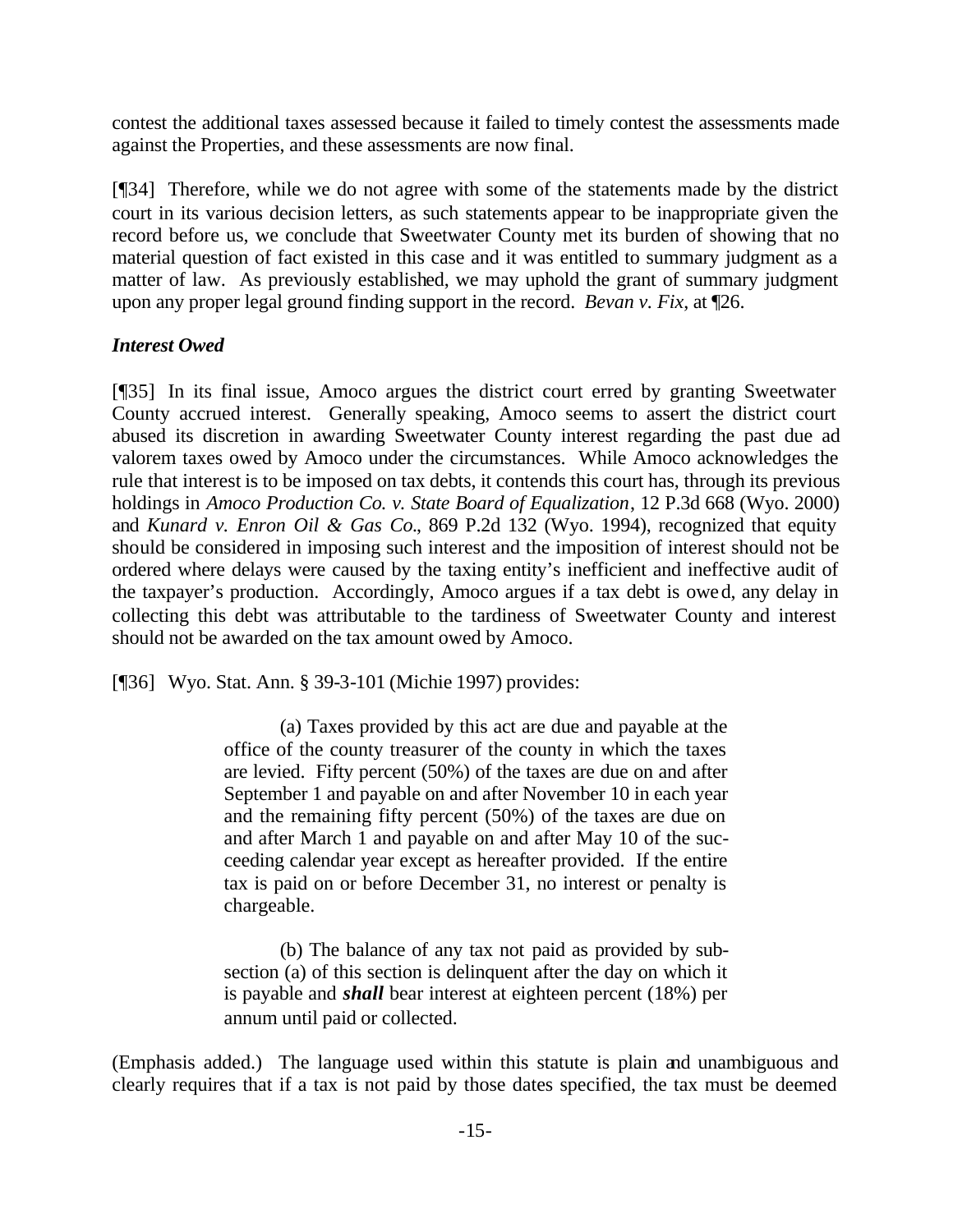contest the additional taxes assessed because it failed to timely contest the assessments made against the Properties, and these assessments are now final.

[¶34] Therefore, while we do not agree with some of the statements made by the district court in its various decision letters, as such statements appear to be inappropriate given the record before us, we conclude that Sweetwater County met its burden of showing that no material question of fact existed in this case and it was entitled to summary judgment as a matter of law. As previously established, we may uphold the grant of summary judgment upon any proper legal ground finding support in the record. *Bevan v. Fix*, at ¶26.

***Interest Owed***

[¶35] In its final issue, Amoco argues the district court erred by granting Sweetwater County accrued interest. Generally speaking, Amoco seems to assert the district court abused its discretion in awarding Sweetwater County interest regarding the past due ad valorem taxes owed by Amoco under the circumstances. While Amoco acknowledges the rule that interest is to be imposed on tax debts, it contends this court has, through its previous holdings in *Amoco Production Co. v. State Board of Equalization*, 12 P.3d 668 (Wyo. 2000) and *Kunard v. Enron Oil & Gas Co.*, 869 P.2d 132 (Wyo. 1994), recognized that equity should be considered in imposing such interest and the imposition of interest should not be ordered where delays were caused by the taxing entity's inefficient and ineffective audit of the taxpayer's production. Accordingly, Amoco argues if a tax debt is owed, any delay in collecting this debt was attributable to the tardiness of Sweetwater County and interest should not be awarded on the tax amount owed by Amoco.

[¶36] Wyo. Stat. Ann. § 39-3-101 (Michie 1997) provides:

> (a) Taxes provided by this act are due and payable at the office of the county treasurer of the county in which the taxes are levied. Fifty percent (50%) of the taxes are due on and after September 1 and payable on and after November 10 in each year and the remaining fifty percent (50%) of the taxes are due on and after March 1 and payable on and after May 10 of the succeeding calendar year except as hereafter provided. If the entire tax is paid on or before December 31, no interest or penalty is chargeable.
>
> (b) The balance of any tax not paid as provided by subsection (a) of this section is delinquent after the day on which it is payable and ***shall*** bear interest at eighteen percent (18%) per annum until paid or collected.

(Emphasis added.) The language used within this statute is plain and unambiguous and clearly requires that if a tax is not paid by those dates specified, the tax must be deemed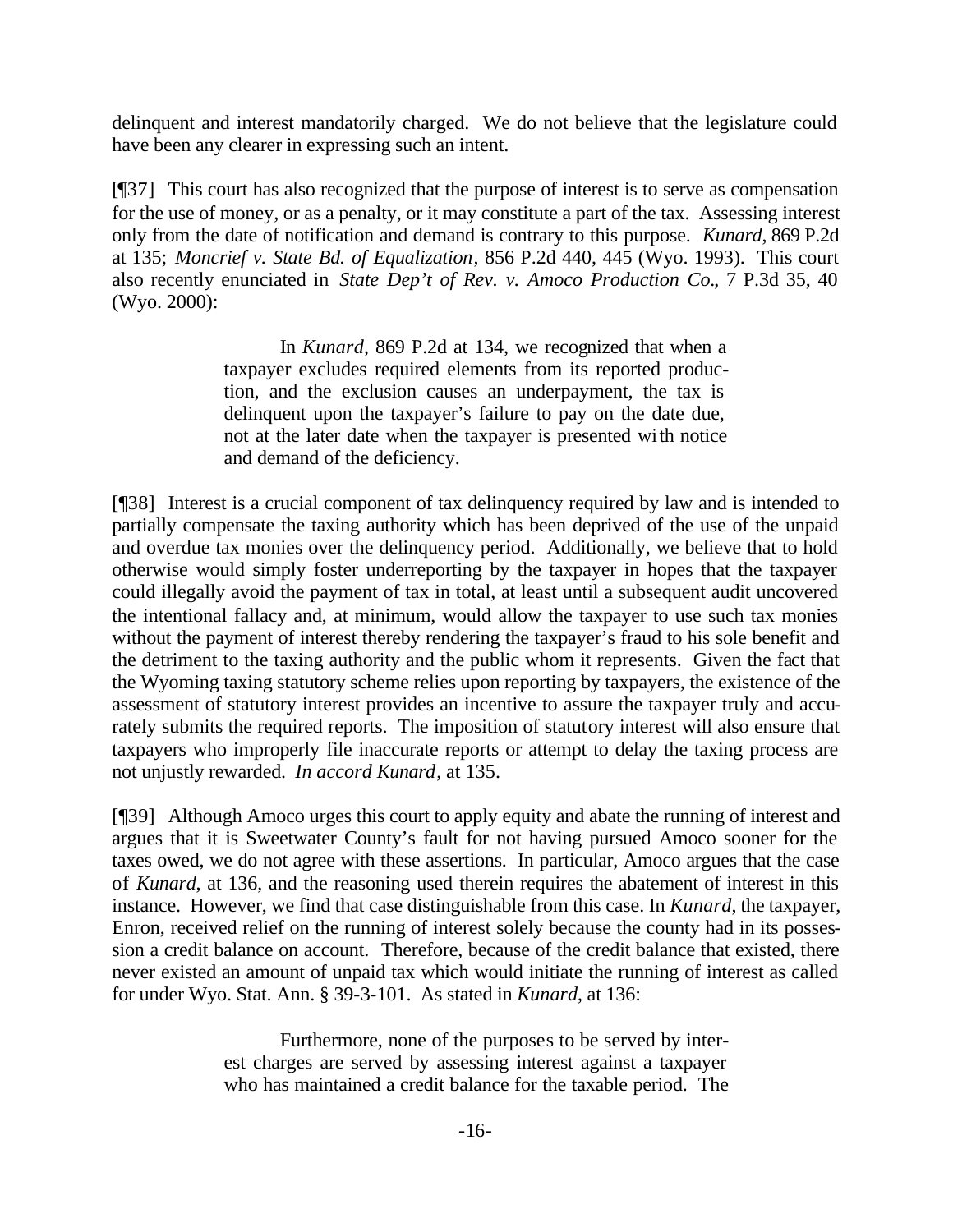delinquent and interest mandatorily charged. We do not believe that the legislature could have been any clearer in expressing such an intent.

[¶37] This court has also recognized that the purpose of interest is to serve as compensation for the use of money, or as a penalty, or it may constitute a part of the tax. Assessing interest only from the date of notification and demand is contrary to this purpose. *Kunard*, 869 P.2d at 135; *Moncrief v. State Bd. of Equalization*, 856 P.2d 440, 445 (Wyo. 1993). This court also recently enunciated in *State Dep't of Rev. v. Amoco Production Co.*, 7 P.3d 35, 40 (Wyo. 2000):

> In *Kunard*, 869 P.2d at 134, we recognized that when a taxpayer excludes required elements from its reported production, and the exclusion causes an underpayment, the tax is delinquent upon the taxpayer's failure to pay on the date due, not at the later date when the taxpayer is presented with notice and demand of the deficiency.

[¶38] Interest is a crucial component of tax delinquency required by law and is intended to partially compensate the taxing authority which has been deprived of the use of the unpaid and overdue tax monies over the delinquency period. Additionally, we believe that to hold otherwise would simply foster underreporting by the taxpayer in hopes that the taxpayer could illegally avoid the payment of tax in total, at least until a subsequent audit uncovered the intentional fallacy and, at minimum, would allow the taxpayer to use such tax monies without the payment of interest thereby rendering the taxpayer's fraud to his sole benefit and the detriment to the taxing authority and the public whom it represents. Given the fact that the Wyoming taxing statutory scheme relies upon reporting by taxpayers, the existence of the assessment of statutory interest provides an incentive to assure the taxpayer truly and accurately submits the required reports. The imposition of statutory interest will also ensure that taxpayers who improperly file inaccurate reports or attempt to delay the taxing process are not unjustly rewarded. *In accord Kunard*, at 135.

[¶39] Although Amoco urges this court to apply equity and abate the running of interest and argues that it is Sweetwater County's fault for not having pursued Amoco sooner for the taxes owed, we do not agree with these assertions. In particular, Amoco argues that the case of *Kunard*, at 136, and the reasoning used therein requires the abatement of interest in this instance. However, we find that case distinguishable from this case. In *Kunard*, the taxpayer, Enron, received relief on the running of interest solely because the county had in its possession a credit balance on account. Therefore, because of the credit balance that existed, there never existed an amount of unpaid tax which would initiate the running of interest as called for under Wyo. Stat. Ann. § 39-3-101. As stated in *Kunard*, at 136:

> Furthermore, none of the purposes to be served by interest charges are served by assessing interest against a taxpayer who has maintained a credit balance for the taxable period. The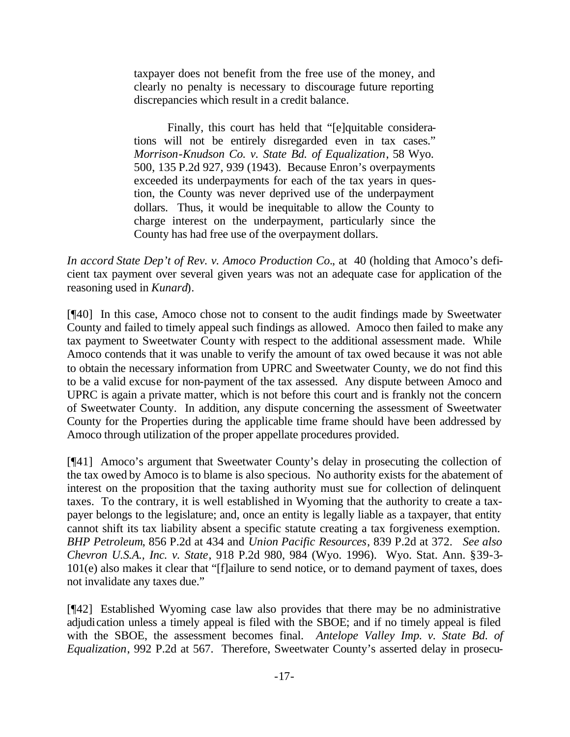> taxpayer does not benefit from the free use of the money, and clearly no penalty is necessary to discourage future reporting discrepancies which result in a credit balance.
>
> Finally, this court has held that "[e]quitable considerations will not be entirely disregarded even in tax cases." *Morrison-Knudson Co. v. State Bd. of Equalization*, 58 Wyo. 500, 135 P.2d 927, 939 (1943). Because Enron's overpayments exceeded its underpayments for each of the tax years in question, the County was never deprived use of the underpayment dollars. Thus, it would be inequitable to allow the County to charge interest on the underpayment, particularly since the County has had free use of the overpayment dollars.

*In accord State Dep't of Rev. v. Amoco Production Co.*, at 40 (holding that Amoco's deficient tax payment over several given years was not an adequate case for application of the reasoning used in *Kunard*).

[¶40] In this case, Amoco chose not to consent to the audit findings made by Sweetwater County and failed to timely appeal such findings as allowed. Amoco then failed to make any tax payment to Sweetwater County with respect to the additional assessment made. While Amoco contends that it was unable to verify the amount of tax owed because it was not able to obtain the necessary information from UPRC and Sweetwater County, we do not find this to be a valid excuse for non-payment of the tax assessed. Any dispute between Amoco and UPRC is again a private matter, which is not before this court and is frankly not the concern of Sweetwater County. In addition, any dispute concerning the assessment of Sweetwater County for the Properties during the applicable time frame should have been addressed by Amoco through utilization of the proper appellate procedures provided.

[¶41] Amoco's argument that Sweetwater County's delay in prosecuting the collection of the tax owed by Amoco is to blame is also specious. No authority exists for the abatement of interest on the proposition that the taxing authority must sue for collection of delinquent taxes. To the contrary, it is well established in Wyoming that the authority to create a taxpayer belongs to the legislature; and, once an entity is legally liable as a taxpayer, that entity cannot shift its tax liability absent a specific statute creating a tax forgiveness exemption. *BHP Petroleum*, 856 P.2d at 434 and *Union Pacific Resources*, 839 P.2d at 372. *See also Chevron U.S.A., Inc. v. State*, 918 P.2d 980, 984 (Wyo. 1996). Wyo. Stat. Ann. §39-3-101(e) also makes it clear that "[f]ailure to send notice, or to demand payment of taxes, does not invalidate any taxes due."

[¶42] Established Wyoming case law also provides that there may be no administrative adjudication unless a timely appeal is filed with the SBOE; and if no timely appeal is filed with the SBOE, the assessment becomes final. *Antelope Valley Imp. v. State Bd. of Equalization*, 992 P.2d at 567. Therefore, Sweetwater County's asserted delay in prosecu-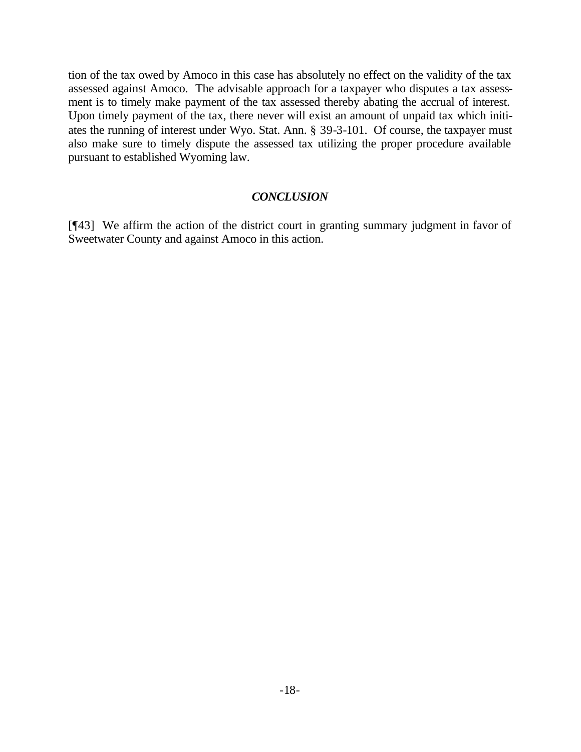tion of the tax owed by Amoco in this case has absolutely no effect on the validity of the tax assessed against Amoco. The advisable approach for a taxpayer who disputes a tax assessment is to timely make payment of the tax assessed thereby abating the accrual of interest. Upon timely payment of the tax, there never will exist an amount of unpaid tax which initiates the running of interest under Wyo. Stat. Ann. § 39-3-101. Of course, the taxpayer must also make sure to timely dispute the assessed tax utilizing the proper procedure available pursuant to established Wyoming law.

## *CONCLUSION*

[¶43] We affirm the action of the district court in granting summary judgment in favor of Sweetwater County and against Amoco in this action.